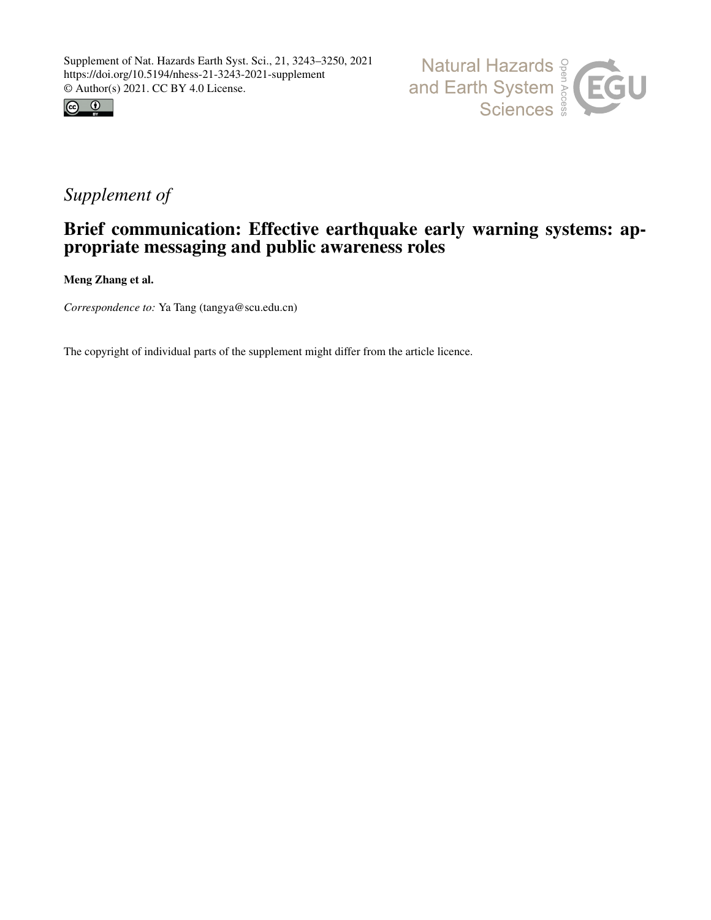Supplement of Nat. Hazards Earth Syst. Sci., 21, 3243–3250, 2021
https://doi.org/10.5194/nhess-21-3243-2021-supplement
© Author(s) 2021. CC BY 4.0 License.

*Supplement of*

# Brief communication: Effective earthquake early warning systems: appropriate messaging and public awareness roles

**Meng Zhang et al.**

*Correspondence to:* Ya Tang (tangya@scu.edu.cn)

The copyright of individual parts of the supplement might differ from the article licence.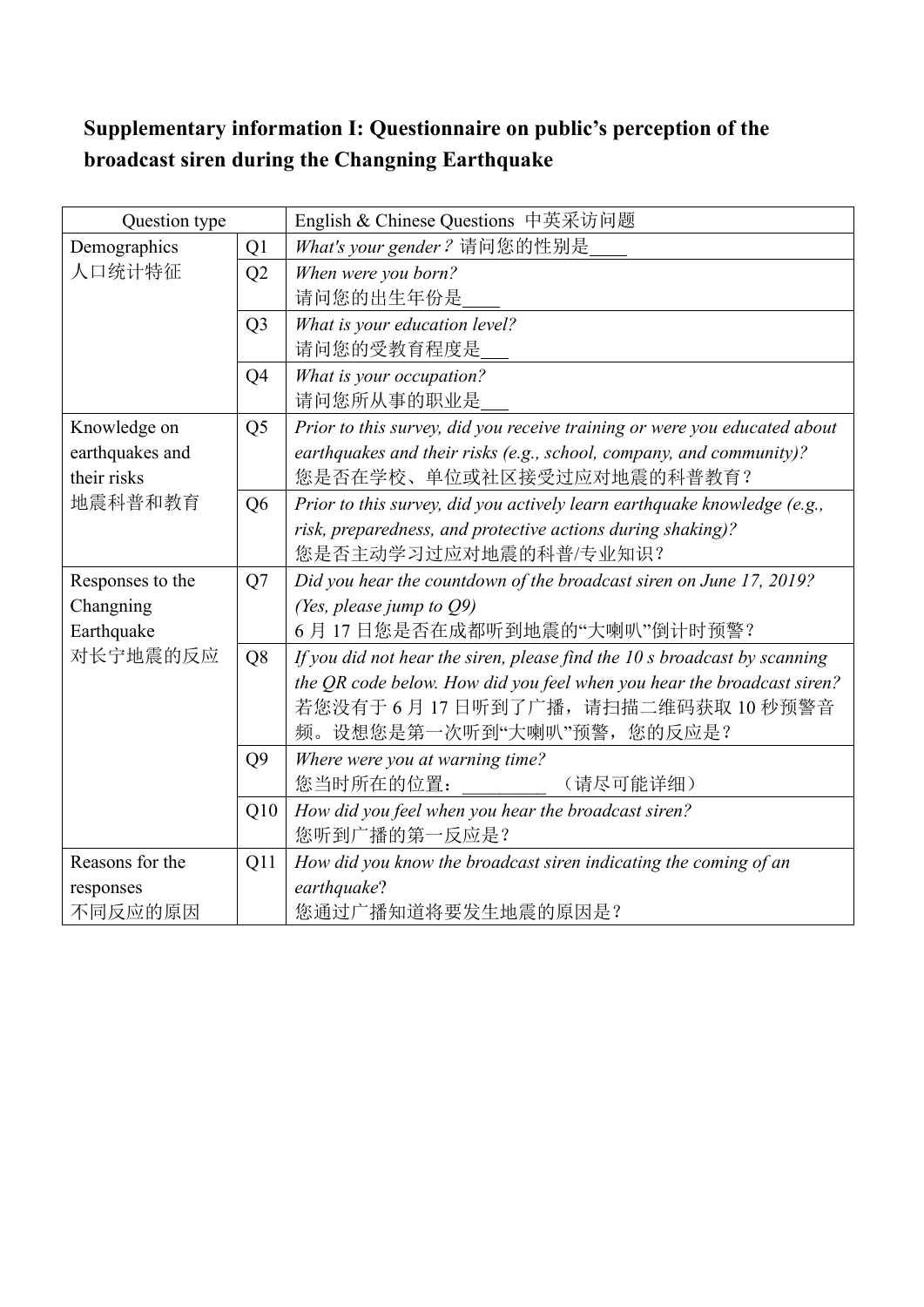**Supplementary information I: Questionnaire on public's perception of the broadcast siren during the Changning Earthquake**

| Question type | | English & Chinese Questions 中英采访问题 |
|---|---|---|
| Demographics<br>人口统计特征 | Q1 | *What's your gender?* 请问您的性别是____ |
| | Q2 | *When were you born?*<br>请问您的出生年份是____ |
| | Q3 | *What is your education level?*<br>请问您的受教育程度是___ |
| | Q4 | *What is your occupation?*<br>请问您所从事的职业是___ |
| Knowledge on earthquakes and their risks<br>地震科普和教育 | Q5 | *Prior to this survey, did you receive training or were you educated about earthquakes and their risks (e.g., school, company, and community)?*<br>您是否在学校、单位或社区接受过应对地震的科普教育？ |
| | Q6 | *Prior to this survey, did you actively learn earthquake knowledge (e.g., risk, preparedness, and protective actions during shaking)?*<br>您是否主动学习过应对地震的科普/专业知识？ |
| Responses to the Changning Earthquake<br>对长宁地震的反应 | Q7 | *Did you hear the countdown of the broadcast siren on June 17, 2019? (Yes, please jump to Q9)*<br>6 月 17 日您是否在成都听到地震的"大喇叭"倒计时预警？ |
| | Q8 | *If you did not hear the siren, please find the 10 s broadcast by scanning the QR code below. How did you feel when you hear the broadcast siren?*<br>若您没有于 6 月 17 日听到了广播，请扫描二维码获取 10 秒预警音频。设想您是第一次听到"大喇叭"预警，您的反应是？ |
| | Q9 | *Where were you at warning time?*<br>您当时所在的位置：_________ （请尽可能详细） |
| | Q10 | *How did you feel when you hear the broadcast siren?*<br>您听到广播的第一反应是？ |
| Reasons for the responses<br>不同反应的原因 | Q11 | *How did you know the broadcast siren indicating the coming of an earthquake?*<br>您通过广播知道将要发生地震的原因是？ |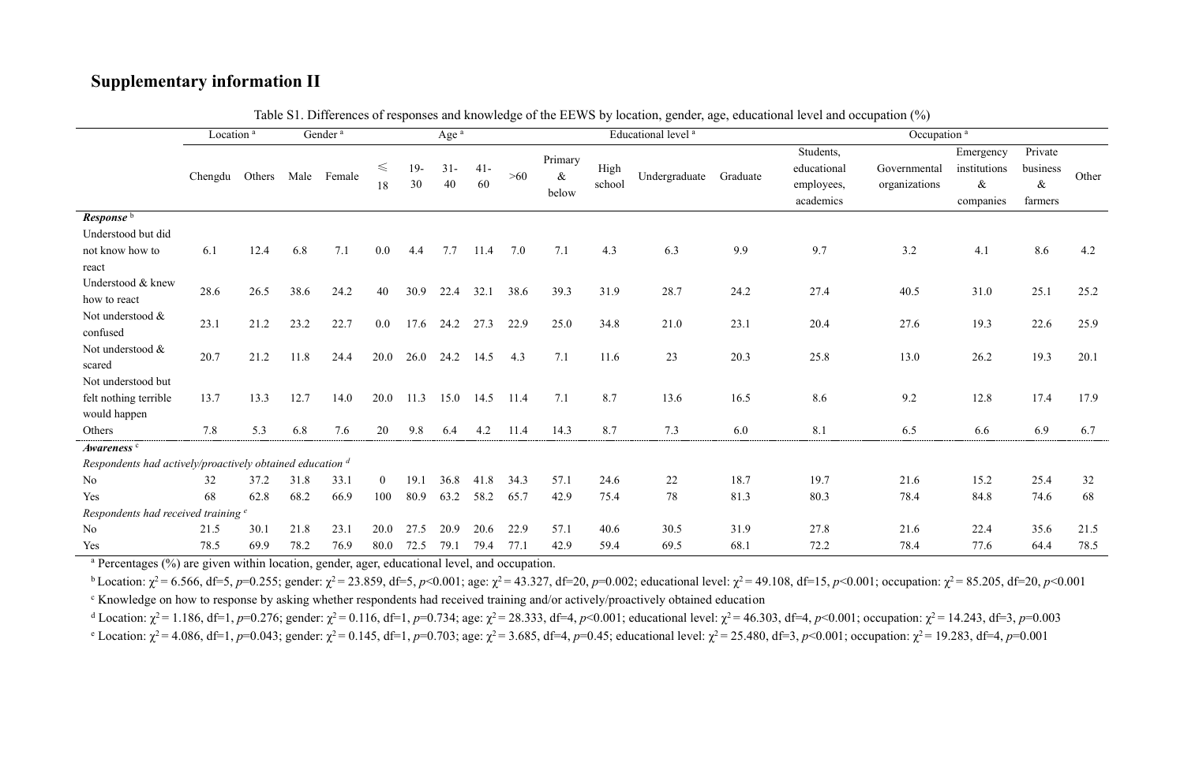## Supplementary information II

Table S1. Differences of responses and knowledge of the EEWS by location, gender, age, educational level and occupation (%)

| | Location [a] | | Gender [a] | | Age [a] | | | | | Educational level [a] | | | | Occupation [a] | | | | |
|---|---|---|---|---|---|---|---|---|---|---|---|---|---|---|---|---|---|---|
| | Chengdu | Others | Male | Female | ⩽ 18 | 19-30 | 31-40 | 41-60 | >60 | Primary & below | High school | Undergraduate | Graduate | Students, educational employees, academics | Governmental organizations | Emergency institutions & companies | Private business & farmers | Other |
| ***Response*** [b] | | | | | | | | | | | | | | | | | | |
| Understood but did not know how to react | 6.1 | 12.4 | 6.8 | 7.1 | 0.0 | 4.4 | 7.7 | 11.4 | 7.0 | 7.1 | 4.3 | 6.3 | 9.9 | 9.7 | 3.2 | 4.1 | 8.6 | 4.2 |
| Understood & knew how to react | 28.6 | 26.5 | 38.6 | 24.2 | 40 | 30.9 | 22.4 | 32.1 | 38.6 | 39.3 | 31.9 | 28.7 | 24.2 | 27.4 | 40.5 | 31.0 | 25.1 | 25.2 |
| Not understood & confused | 23.1 | 21.2 | 23.2 | 22.7 | 0.0 | 17.6 | 24.2 | 27.3 | 22.9 | 25.0 | 34.8 | 21.0 | 23.1 | 20.4 | 27.6 | 19.3 | 22.6 | 25.9 |
| Not understood & scared | 20.7 | 21.2 | 11.8 | 24.4 | 20.0 | 26.0 | 24.2 | 14.5 | 4.3 | 7.1 | 11.6 | 23 | 20.3 | 25.8 | 13.0 | 26.2 | 19.3 | 20.1 |
| Not understood but felt nothing terrible would happen | 13.7 | 13.3 | 12.7 | 14.0 | 20.0 | 11.3 | 15.0 | 14.5 | 11.4 | 7.1 | 8.7 | 13.6 | 16.5 | 8.6 | 9.2 | 12.8 | 17.4 | 17.9 |
| Others | 7.8 | 5.3 | 6.8 | 7.6 | 20 | 9.8 | 6.4 | 4.2 | 11.4 | 14.3 | 8.7 | 7.3 | 6.0 | 8.1 | 6.5 | 6.6 | 6.9 | 6.7 |
| ***Awareness*** [c] | | | | | | | | | | | | | | | | | | |
| *Respondents had actively/proactively obtained education* [d] | | | | | | | | | | | | | | | | | | |
| No | 32 | 37.2 | 31.8 | 33.1 | 0 | 19.1 | 36.8 | 41.8 | 34.3 | 57.1 | 24.6 | 22 | 18.7 | 19.7 | 21.6 | 15.2 | 25.4 | 32 |
| Yes | 68 | 62.8 | 68.2 | 66.9 | 100 | 80.9 | 63.2 | 58.2 | 65.7 | 42.9 | 75.4 | 78 | 81.3 | 80.3 | 78.4 | 84.8 | 74.6 | 68 |
| *Respondents had received training* [e] | | | | | | | | | | | | | | | | | | |
| No | 21.5 | 30.1 | 21.8 | 23.1 | 20.0 | 27.5 | 20.9 | 20.6 | 22.9 | 57.1 | 40.6 | 30.5 | 31.9 | 27.8 | 21.6 | 22.4 | 35.6 | 21.5 |
| Yes | 78.5 | 69.9 | 78.2 | 76.9 | 80.0 | 72.5 | 79.1 | 79.4 | 77.1 | 42.9 | 59.4 | 69.5 | 68.1 | 72.2 | 78.4 | 77.6 | 64.4 | 78.5 |

[a] Percentages (%) are given within location, gender, ager, educational level, and occupation.

[b] Location: $\chi^2 = 6.566$, df=5, $p$=0.255; gender: $\chi^2 = 23.859$, df=5, $p$<0.001; age: $\chi^2 = 43.327$, df=20, $p$=0.002; educational level: $\chi^2 = 49.108$, df=15, $p$<0.001; occupation: $\chi^2 = 85.205$, df=20, $p$<0.001

[c] Knowledge on how to response by asking whether respondents had received training and/or actively/proactively obtained education

[d] Location: $\chi^2 = 1.186$, df=1, $p$=0.276; gender: $\chi^2 = 0.116$, df=1, $p$=0.734; age: $\chi^2 = 28.333$, df=4, $p$<0.001; educational level: $\chi^2 = 46.303$, df=4, $p$<0.001; occupation: $\chi^2 = 14.243$, df=3, $p$=0.003

[e] Location: $\chi^2 = 4.086$, df=1, $p$=0.043; gender: $\chi^2 = 0.145$, df=1, $p$=0.703; age: $\chi^2 = 3.685$, df=4, $p$=0.45; educational level: $\chi^2 = 25.480$, df=3, $p$<0.001; occupation: $\chi^2 = 19.283$, df=4, $p$=0.001